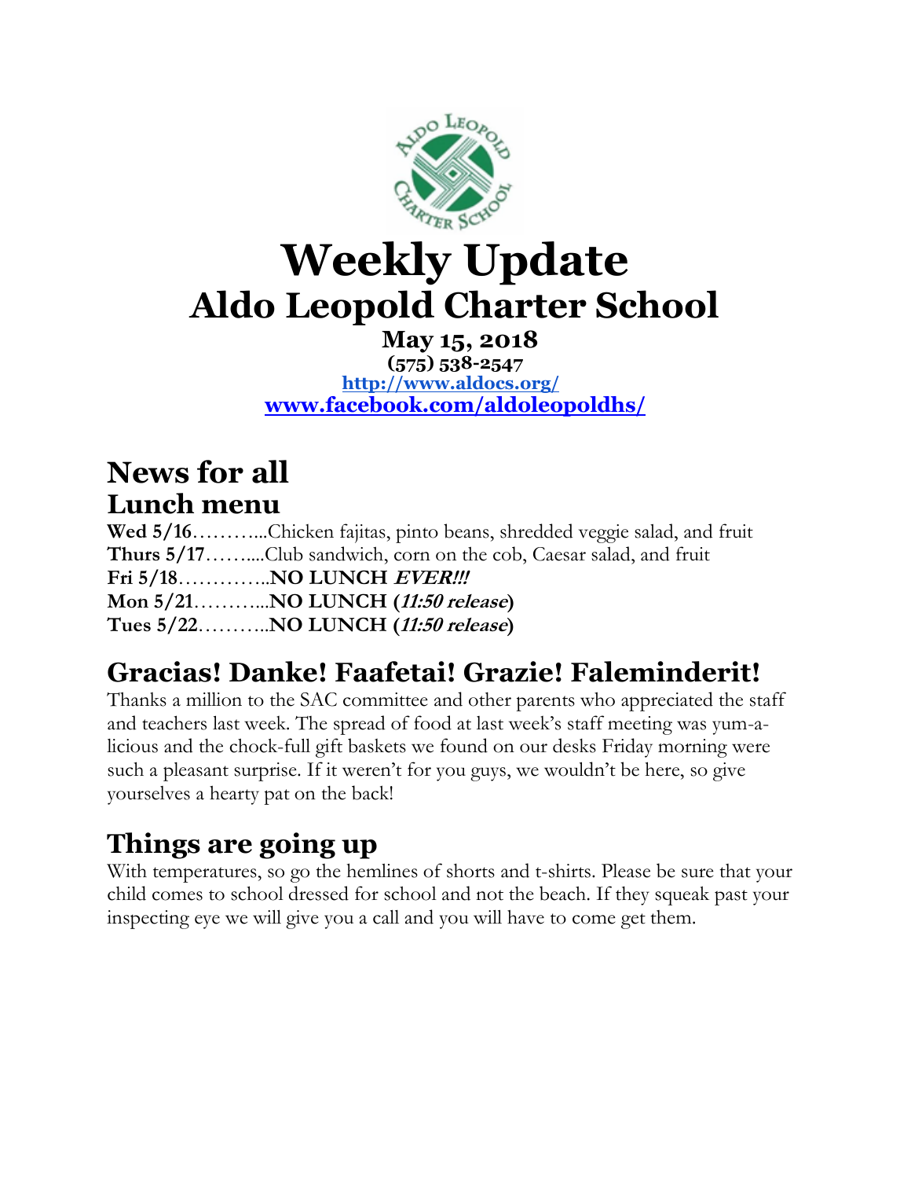# Weekly Update

## Aldo Leopold Charter School

**May 15, 2018**

**(575) 538-2547**

**[http://www.aldocs.org/](http://www.aldocs.org/)**

**[www.facebook.com/aldoleopoldhs/](www.facebook.com/aldoleopoldhs/)**

# News for all

## Lunch menu

**Wed 5/16**…………Chicken fajitas, pinto beans, shredded veggie salad, and fruit
**Thurs 5/17**………Club sandwich, corn on the cob, Caesar salad, and fruit
**Fri 5/18**…………..**NO LUNCH *EVER!!!***
**Mon 5/21**…………**NO LUNCH (*11:50 release*)**
**Tues 5/22**………..**NO LUNCH (*11:50 release*)**

## Gracias! Danke! Faafetai! Grazie! Faleminderit!

Thanks a million to the SAC committee and other parents who appreciated the staff and teachers last week. The spread of food at last week's staff meeting was yum-a-licious and the chock-full gift baskets we found on our desks Friday morning were such a pleasant surprise. If it weren't for you guys, we wouldn't be here, so give yourselves a hearty pat on the back!

## Things are going up

With temperatures, so go the hemlines of shorts and t-shirts. Please be sure that your child comes to school dressed for school and not the beach. If they squeak past your inspecting eye we will give you a call and you will have to come get them.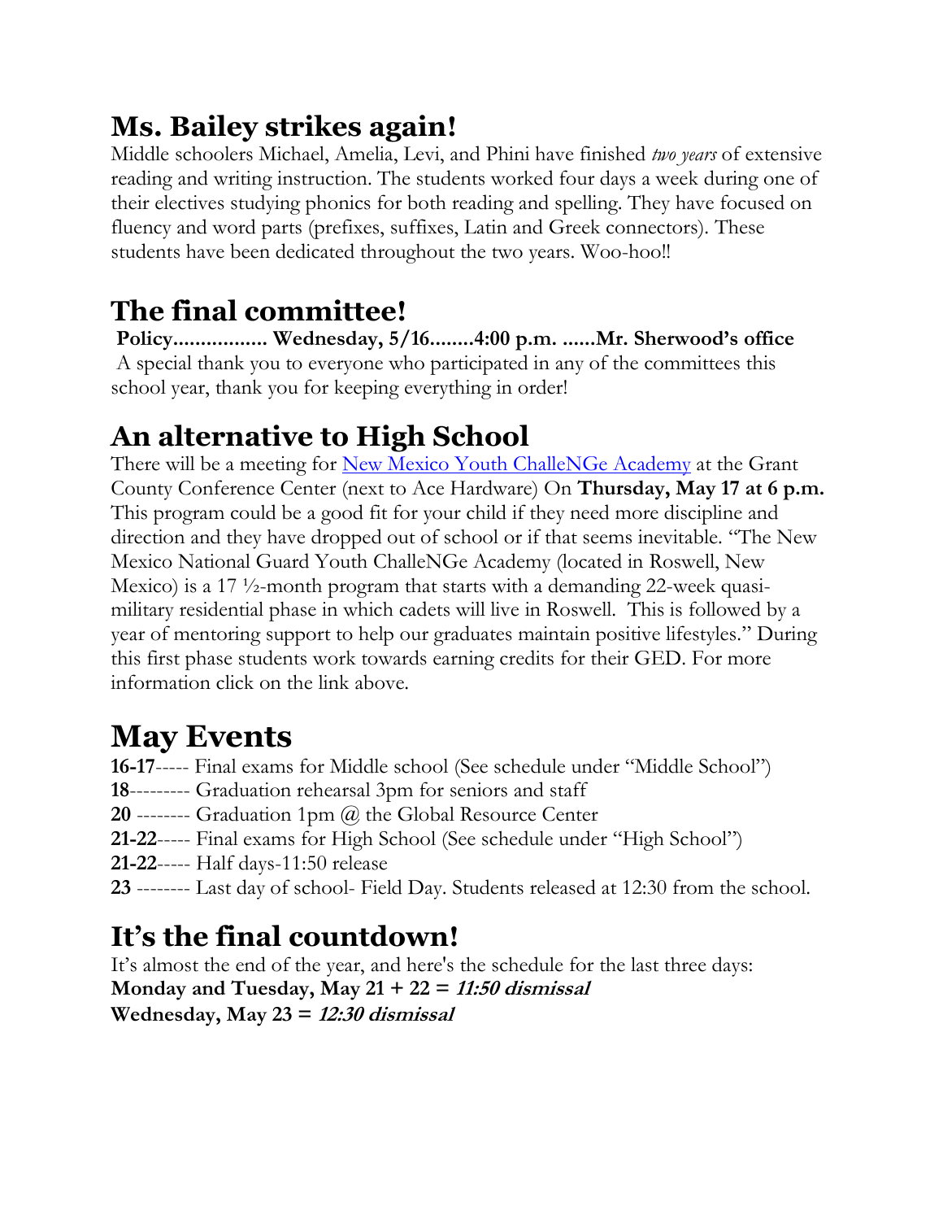## Ms. Bailey strikes again!

Middle schoolers Michael, Amelia, Levi, and Phini have finished *two years* of extensive reading and writing instruction. The students worked four days a week during one of their electives studying phonics for both reading and spelling. They have focused on fluency and word parts (prefixes, suffixes, Latin and Greek connectors). These students have been dedicated throughout the two years. Woo-hoo!!

## The final committee!

**Policy................ Wednesday, 5/16........4:00 p.m. ......Mr. Sherwood's office**

A special thank you to everyone who participated in any of the committees this school year, thank you for keeping everything in order!

## An alternative to High School

There will be a meeting for New Mexico Youth ChalleNGe Academy at the Grant County Conference Center (next to Ace Hardware) On **Thursday, May 17 at 6 p.m.** This program could be a good fit for your child if they need more discipline and direction and they have dropped out of school or if that seems inevitable. "The New Mexico National Guard Youth ChalleNGe Academy (located in Roswell, New Mexico) is a 17 ½-month program that starts with a demanding 22-week quasi-military residential phase in which cadets will live in Roswell. This is followed by a year of mentoring support to help our graduates maintain positive lifestyles." During this first phase students work towards earning credits for their GED. For more information click on the link above.

## May Events

**16-17**----- Final exams for Middle school (See schedule under "Middle School")
**18**--------- Graduation rehearsal 3pm for seniors and staff
**20** -------- Graduation 1pm @ the Global Resource Center
**21-22**----- Final exams for High School (See schedule under "High School")
**21-22**----- Half days-11:50 release
**23** -------- Last day of school- Field Day. Students released at 12:30 from the school.

## It's the final countdown!

It's almost the end of the year, and here's the schedule for the last three days:
**Monday and Tuesday, May 21 + 22 = *11:50 dismissal***
**Wednesday, May 23 = *12:30 dismissal***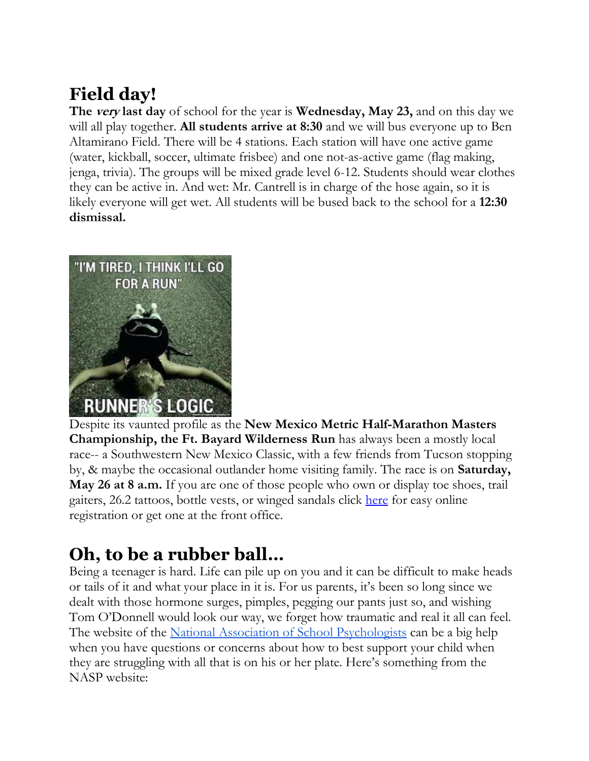# Field day!

**The *very* last day** of school for the year is **Wednesday, May 23,** and on this day we will all play together. **All students arrive at 8:30** and we will bus everyone up to Ben Altamirano Field. There will be 4 stations. Each station will have one active game (water, kickball, soccer, ultimate frisbee) and one not-as-active game (flag making, jenga, trivia). The groups will be mixed grade level 6-12. Students should wear clothes they can be active in. And wet: Mr. Cantrell is in charge of the hose again, so it is likely everyone will get wet. All students will be bused back to the school for a **12:30 dismissal.**

Despite its vaunted profile as the **New Mexico Metric Half-Marathon Masters Championship, the Ft. Bayard Wilderness Run** has always been a mostly local race-- a Southwestern New Mexico Classic, with a few friends from Tucson stopping by, & maybe the occasional outlander home visiting family. The race is on **Saturday, May 26 at 8 a.m.** If you are one of those people who own or display toe shoes, trail gaiters, 26.2 tattoos, bottle vests, or winged sandals click here for easy online registration or get one at the front office.

# Oh, to be a rubber ball…

Being a teenager is hard. Life can pile up on you and it can be difficult to make heads or tails of it and what your place in it is. For us parents, it's been so long since we dealt with those hormone surges, pimples, pegging our pants just so, and wishing Tom O'Donnell would look our way, we forget how traumatic and real it all can feel. The website of the National Association of School Psychologists can be a big help when you have questions or concerns about how to best support your child when they are struggling with all that is on his or her plate. Here's something from the NASP website: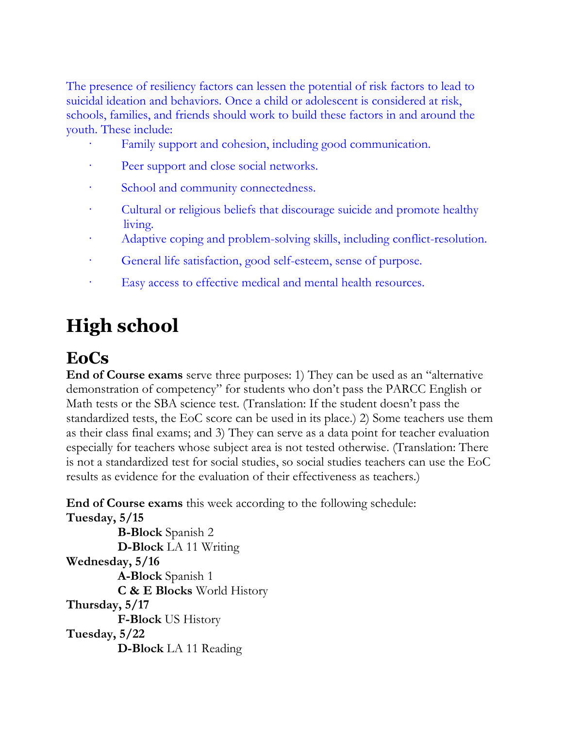The presence of resiliency factors can lessen the potential of risk factors to lead to suicidal ideation and behaviors. Once a child or adolescent is considered at risk, schools, families, and friends should work to build these factors in and around the youth. These include:

- Family support and cohesion, including good communication.
- Peer support and close social networks.
- School and community connectedness.
- Cultural or religious beliefs that discourage suicide and promote healthy living.
- Adaptive coping and problem-solving skills, including conflict-resolution.
- General life satisfaction, good self-esteem, sense of purpose.
- Easy access to effective medical and mental health resources.

# High school

## EoCs

**End of Course exams** serve three purposes: 1) They can be used as an "alternative demonstration of competency" for students who don't pass the PARCC English or Math tests or the SBA science test. (Translation: If the student doesn't pass the standardized tests, the EoC score can be used in its place.) 2) Some teachers use them as their class final exams; and 3) They can serve as a data point for teacher evaluation especially for teachers whose subject area is not tested otherwise. (Translation: There is not a standardized test for social studies, so social studies teachers can use the EoC results as evidence for the evaluation of their effectiveness as teachers.)

**End of Course exams** this week according to the following schedule:

**Tuesday, 5/15**
- **B-Block** Spanish 2
- **D-Block** LA 11 Writing

**Wednesday, 5/16**
- **A-Block** Spanish 1
- **C & E Blocks** World History

**Thursday, 5/17**
- **F-Block** US History

**Tuesday, 5/22**
- **D-Block** LA 11 Reading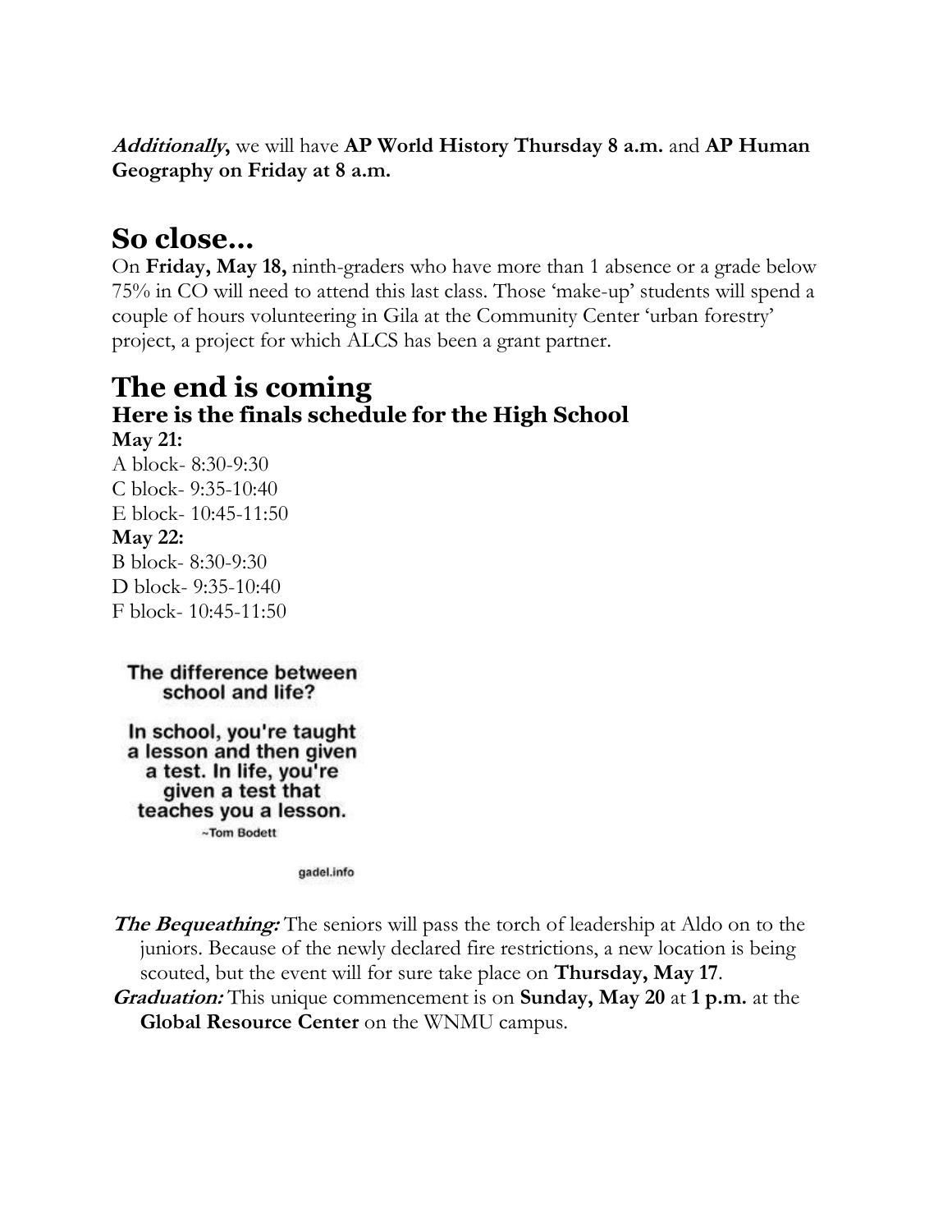***Additionally*,** we will have **AP World History Thursday 8 a.m.** and **AP Human Geography on Friday at 8 a.m.**

## So close...

On **Friday, May 18,** ninth-graders who have more than 1 absence or a grade below 75% in CO will need to attend this last class. Those 'make-up' students will spend a couple of hours volunteering in Gila at the Community Center 'urban forestry' project, a project for which ALCS has been a grant partner.

## The end is coming

### Here is the finals schedule for the High School

**May 21:**
A block- 8:30-9:30
C block- 9:35-10:40
E block- 10:45-11:50
**May 22:**
B block- 8:30-9:30
D block- 9:35-10:40
F block- 10:45-11:50

The difference between school and life?

In school, you're taught a lesson and then given a test. In life, you're given a test that teaches you a lesson.
~Tom Bodett

gadel.info

***The Bequeathing:*** The seniors will pass the torch of leadership at Aldo on to the juniors. Because of the newly declared fire restrictions, a new location is being scouted, but the event will for sure take place on **Thursday, May 17**.

***Graduation:*** This unique commencement is on **Sunday, May 20** at **1 p.m.** at the **Global Resource Center** on the WNMU campus.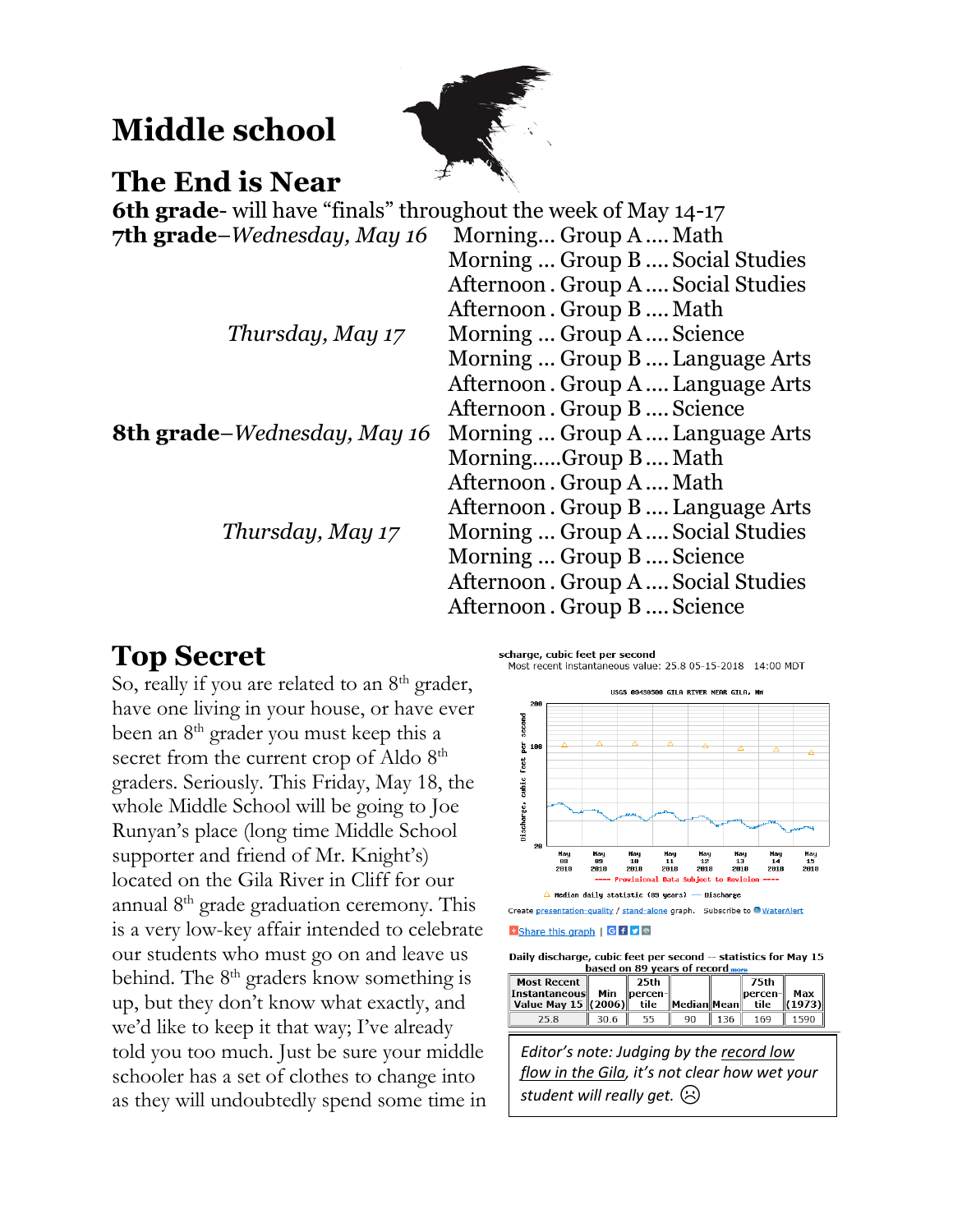# Middle school

## The End is Near

**6th grade**- will have "finals" throughout the week of May 14-17

**7th grade**–*Wednesday, May 16*
- Morning... Group A .... Math
- Morning ... Group B .... Social Studies
- Afternoon . Group A .... Social Studies
- Afternoon . Group B .... Math

*Thursday, May 17*
- Morning ... Group A .... Science
- Morning ... Group B .... Language Arts
- Afternoon . Group A .... Language Arts
- Afternoon . Group B .... Science

**8th grade**–*Wednesday, May 16*
- Morning ... Group A .... Language Arts
- Morning.....Group B .... Math
- Afternoon . Group A .... Math
- Afternoon . Group B .... Language Arts

*Thursday, May 17*
- Morning ... Group A .... Social Studies
- Morning ... Group B .... Science
- Afternoon . Group A .... Social Studies
- Afternoon . Group B .... Science

## Top Secret

So, really if you are related to an 8th grader, have one living in your house, or have ever been an 8th grader you must keep this a secret from the current crop of Aldo 8th graders. Seriously. This Friday, May 18, the whole Middle School will be going to Joe Runyan's place (long time Middle School supporter and friend of Mr. Knight's) located on the Gila River in Cliff for our annual 8th grade graduation ceremony. This is a very low-key affair intended to celebrate our students who must go on and leave us behind. The 8th graders know something is up, but they don't know what exactly, and we'd like to keep it that way; I've already told you too much. Just be sure your middle schooler has a set of clothes to change into as they will undoubtedly spend some time in

scharge, cubic feet per second
Most recent instantaneous value: 25.8 05-15-2018 14:00 MDT

USGS 09430500 GILA RIVER NEAR GILA, NM

---- Provisional Data Subject to Revision ----

△ Median daily statistic (89 years) — Discharge

Create presentation-quality / stand-alone graph. Subscribe to WaterAlert

Share this graph

Daily discharge, cubic feet per second -- statistics for May 15 based on 89 years of record more

| Most Recent Instantaneous Value May 15 | Min (2006) | 25th percentile | Median | Mean | 75th percentile | Max (1973) |
|---|---|---|---|---|---|---|
| 25.8 | 30.6 | 55 | 90 | 136 | 169 | 1590 |

*Editor's note: Judging by the record low flow in the Gila, it's not clear how wet your student will really get.* ☹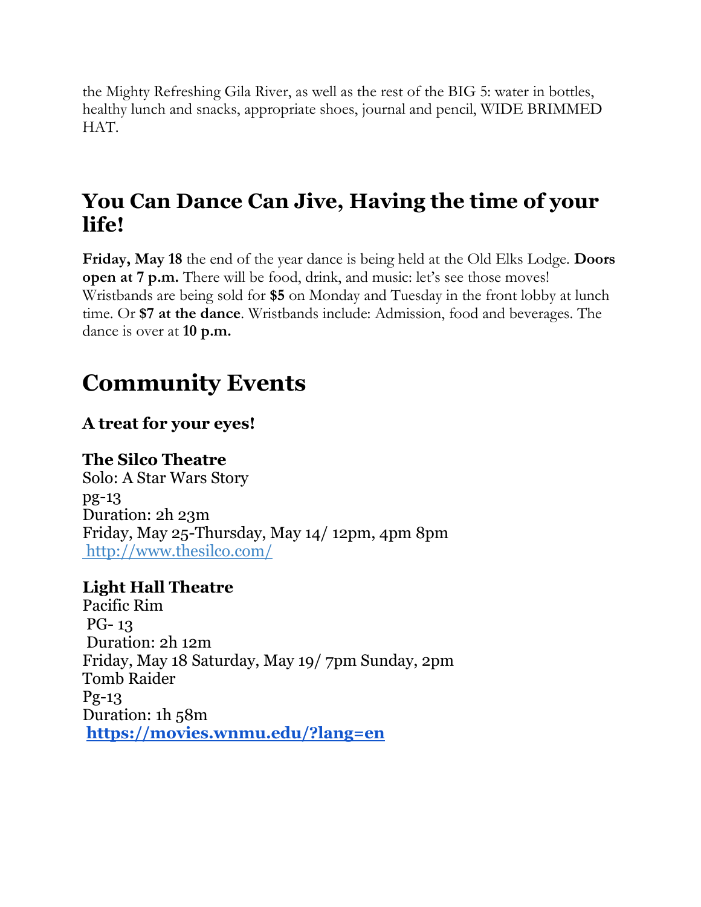the Mighty Refreshing Gila River, as well as the rest of the BIG 5: water in bottles, healthy lunch and snacks, appropriate shoes, journal and pencil, WIDE BRIMMED HAT.

## You Can Dance Can Jive, Having the time of your life!

**Friday, May 18** the end of the year dance is being held at the Old Elks Lodge. **Doors open at 7 p.m.** There will be food, drink, and music: let's see those moves! Wristbands are being sold for **$5** on Monday and Tuesday in the front lobby at lunch time. Or **$7 at the dance**. Wristbands include: Admission, food and beverages. The dance is over at **10 p.m.**

# Community Events

### A treat for your eyes!

**The Silco Theatre**
Solo: A Star Wars Story
pg-13
Duration: 2h 23m
Friday, May 25-Thursday, May 14/ 12pm, 4pm 8pm
http://www.thesilco.com/

**Light Hall Theatre**
Pacific Rim
PG- 13
Duration: 2h 12m
Friday, May 18 Saturday, May 19/ 7pm Sunday, 2pm
Tomb Raider
Pg-13
Duration: 1h 58m
**https://movies.wnmu.edu/?lang=en**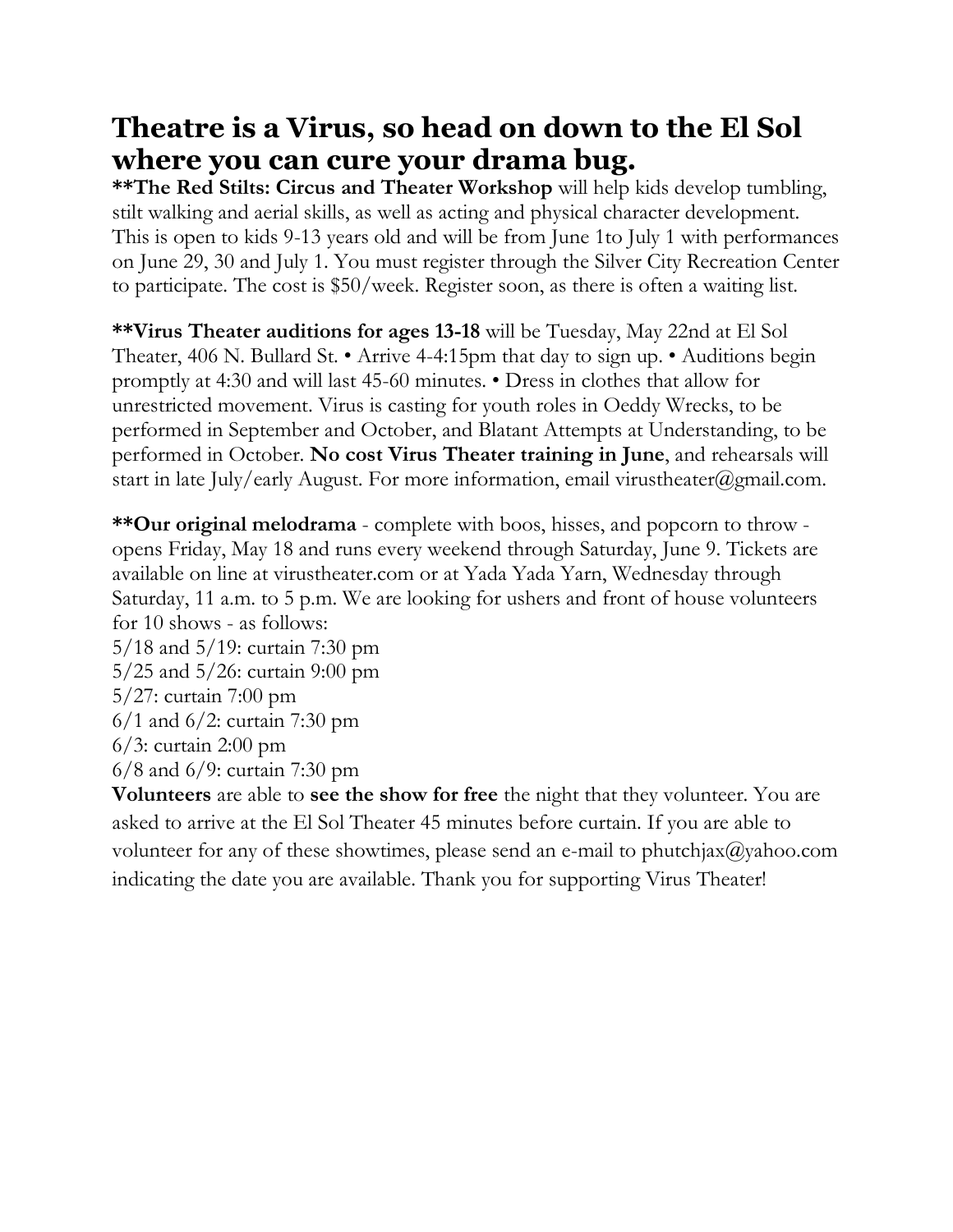# Theatre is a Virus, so head on down to the El Sol where you can cure your drama bug.

****The Red Stilts: Circus and Theater Workshop** will help kids develop tumbling, stilt walking and aerial skills, as well as acting and physical character development. This is open to kids 9-13 years old and will be from June 1to July 1 with performances on June 29, 30 and July 1. You must register through the Silver City Recreation Center to participate. The cost is $50/week. Register soon, as there is often a waiting list.

****Virus Theater auditions for ages 13-18** will be Tuesday, May 22nd at El Sol Theater, 406 N. Bullard St. • Arrive 4-4:15pm that day to sign up. • Auditions begin promptly at 4:30 and will last 45-60 minutes. • Dress in clothes that allow for unrestricted movement. Virus is casting for youth roles in Oeddy Wrecks, to be performed in September and October, and Blatant Attempts at Understanding, to be performed in October. **No cost Virus Theater training in June**, and rehearsals will start in late July/early August. For more information, email virustheater@gmail.com.

****Our original melodrama** - complete with boos, hisses, and popcorn to throw - opens Friday, May 18 and runs every weekend through Saturday, June 9. Tickets are available on line at virustheater.com or at Yada Yada Yarn, Wednesday through Saturday, 11 a.m. to 5 p.m. We are looking for ushers and front of house volunteers for 10 shows - as follows:

5/18 and 5/19: curtain 7:30 pm
5/25 and 5/26: curtain 9:00 pm
5/27: curtain 7:00 pm
6/1 and 6/2: curtain 7:30 pm
6/3: curtain 2:00 pm
6/8 and 6/9: curtain 7:30 pm

**Volunteers** are able to **see the show for free** the night that they volunteer. You are asked to arrive at the El Sol Theater 45 minutes before curtain. If you are able to volunteer for any of these showtimes, please send an e-mail to phutchjax@yahoo.com indicating the date you are available. Thank you for supporting Virus Theater!